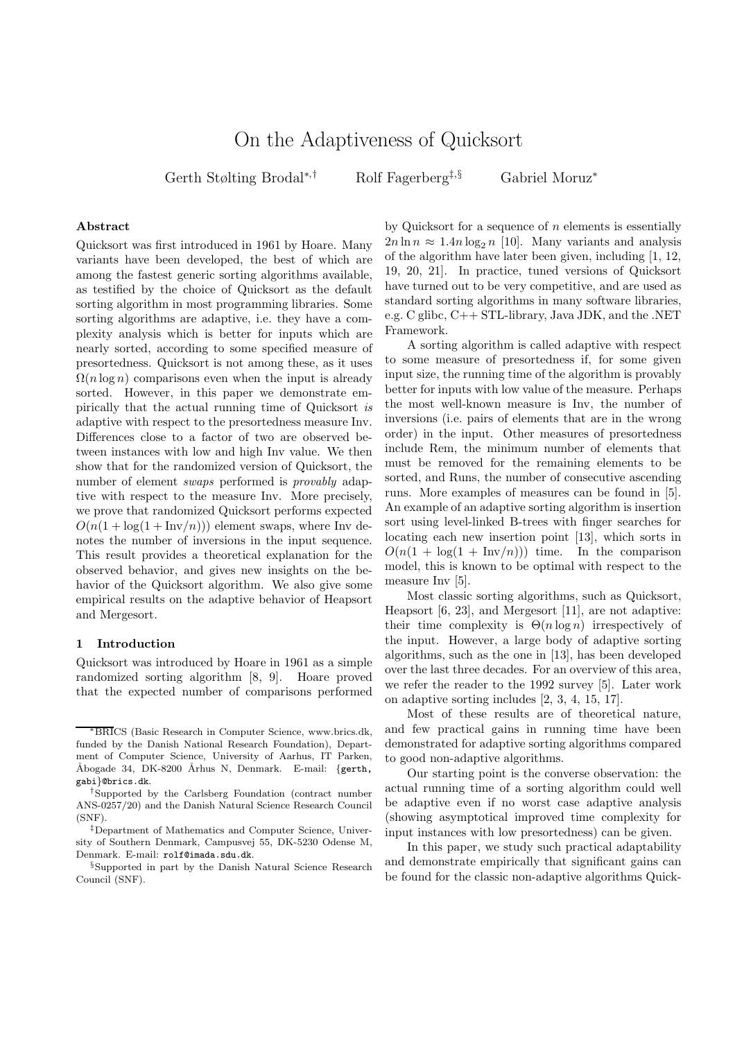# On the Adaptiveness of Quicksort

Gerth Stølting Brodal[*,†] Rolf Fagerberg[‡,§] Gabriel Moruz[*]

### Abstract

Quicksort was first introduced in 1961 by Hoare. Many variants have been developed, the best of which are among the fastest generic sorting algorithms available, as testified by the choice of Quicksort as the default sorting algorithm in most programming libraries. Some sorting algorithms are adaptive, i.e. they have a complexity analysis which is better for inputs which are nearly sorted, according to some specified measure of presortedness. Quicksort is not among these, as it uses $\Omega(n \log n)$ comparisons even when the input is already sorted. However, in this paper we demonstrate empirically that the actual running time of Quicksort *is* adaptive with respect to the presortedness measure Inv. Differences close to a factor of two are observed between instances with low and high Inv value. We then show that for the randomized version of Quicksort, the number of element *swaps* performed is *provably* adaptive with respect to the measure Inv. More precisely, we prove that randomized Quicksort performs expected $O(n(1 + \log(1 + \text{Inv}/n)))$ element swaps, where Inv denotes the number of inversions in the input sequence. This result provides a theoretical explanation for the observed behavior, and gives new insights on the behavior of the Quicksort algorithm. We also give some empirical results on the adaptive behavior of Heapsort and Mergesort.

## 1 Introduction

Quicksort was introduced by Hoare in 1961 as a simple randomized sorting algorithm [8, 9]. Hoare proved that the expected number of comparisons performed by Quicksort for a sequence of $n$ elements is essentially $2n \ln n \approx 1.4 n \log_2 n$ [10]. Many variants and analysis of the algorithm have later been given, including [1, 12, 19, 20, 21]. In practice, tuned versions of Quicksort have turned out to be very competitive, and are used as standard sorting algorithms in many software libraries, e.g. C glibc, C++ STL-library, Java JDK, and the .NET Framework.

A sorting algorithm is called adaptive with respect to some measure of presortedness if, for some given input size, the running time of the algorithm is provably better for inputs with low value of the measure. Perhaps the most well-known measure is Inv, the number of inversions (i.e. pairs of elements that are in the wrong order) in the input. Other measures of presortedness include Rem, the minimum number of elements that must be removed for the remaining elements to be sorted, and Runs, the number of consecutive ascending runs. More examples of measures can be found in [5]. An example of an adaptive sorting algorithm is insertion sort using level-linked B-trees with finger searches for locating each new insertion point [13], which sorts in $O(n(1 + \log(1 + \text{Inv}/n)))$ time. In the comparison model, this is known to be optimal with respect to the measure Inv [5].

Most classic sorting algorithms, such as Quicksort, Heapsort [6, 23], and Mergesort [11], are not adaptive: their time complexity is $\Theta(n \log n)$ irrespectively of the input. However, a large body of adaptive sorting algorithms, such as the one in [13], has been developed over the last three decades. For an overview of this area, we refer the reader to the 1992 survey [5]. Later work on adaptive sorting includes [2, 3, 4, 15, 17].

Most of these results are of theoretical nature, and few practical gains in running time have been demonstrated for adaptive sorting algorithms compared to good non-adaptive algorithms.

Our starting point is the converse observation: the actual running time of a sorting algorithm could well be adaptive even if no worst case adaptive analysis (showing asymptotical improved time complexity for input instances with low presortedness) can be given.

In this paper, we study such practical adaptability and demonstrate empirically that significant gains can be found for the classic non-adaptive algorithms Quick-

---

[*] BRICS (Basic Research in Computer Science, www.brics.dk, funded by the Danish National Research Foundation), Department of Computer Science, University of Aarhus, IT Parken, Åbogade 34, DK-8200 Århus N, Denmark. E-mail: {gerth, gabi}@brics.dk.

[†] Supported by the Carlsberg Foundation (contract number ANS-0257/20) and the Danish Natural Science Research Council (SNF).

[‡] Department of Mathematics and Computer Science, University of Southern Denmark, Campusvej 55, DK-5230 Odense M, Denmark. E-mail: rolf@imada.sdu.dk.

[§] Supported in part by the Danish Natural Science Research Council (SNF).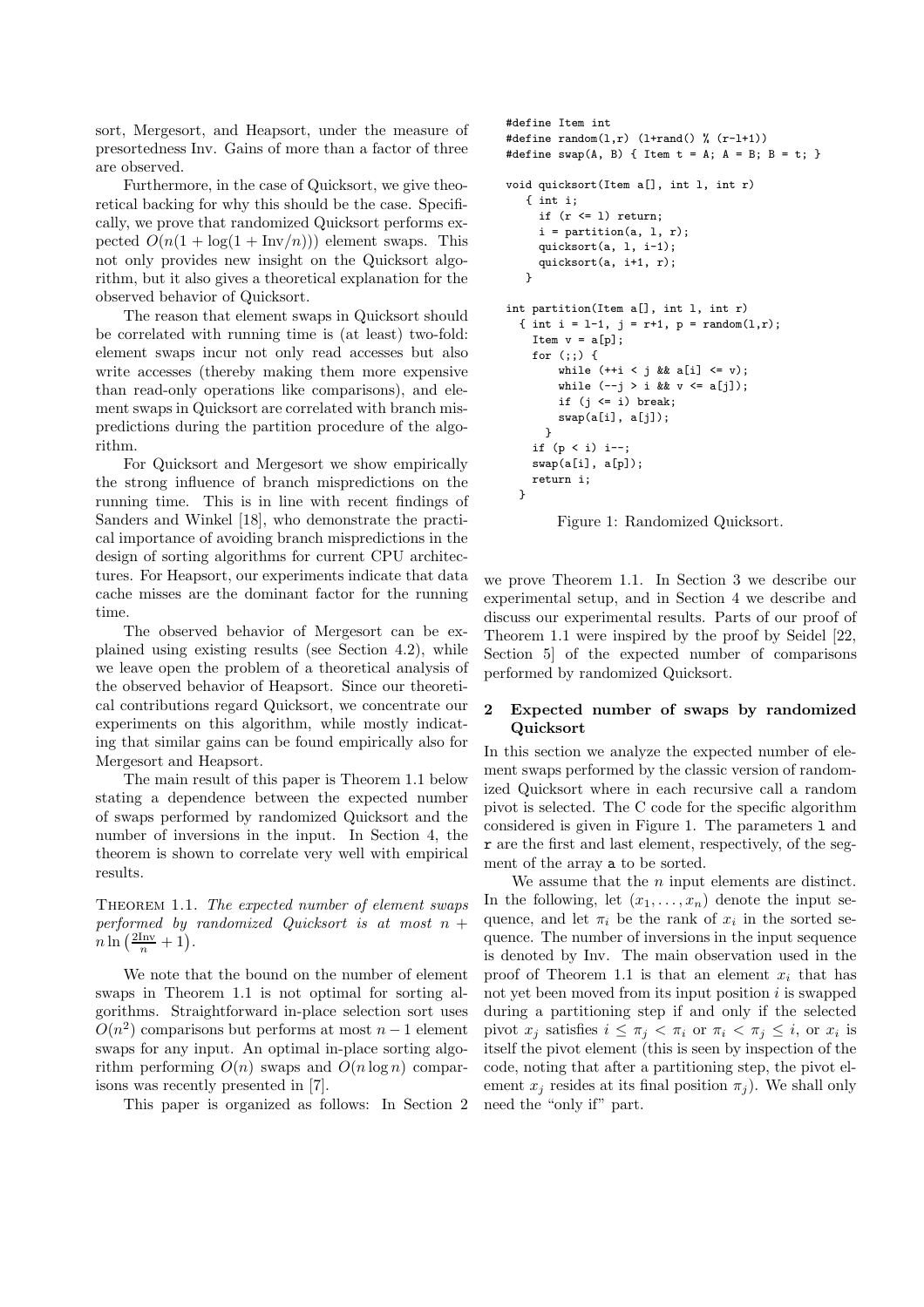sort, Mergesort, and Heapsort, under the measure of presortedness Inv. Gains of more than a factor of three are observed.

Furthermore, in the case of Quicksort, we give theoretical backing for why this should be the case. Specifically, we prove that randomized Quicksort performs expected $O(n(1 + \log(1 + \text{Inv}/n)))$ element swaps. This not only provides new insight on the Quicksort algorithm, but it also gives a theoretical explanation for the observed behavior of Quicksort.

The reason that element swaps in Quicksort should be correlated with running time is (at least) two-fold: element swaps incur not only read accesses but also write accesses (thereby making them more expensive than read-only operations like comparisons), and element swaps in Quicksort are correlated with branch mispredictions during the partition procedure of the algorithm.

For Quicksort and Mergesort we show empirically the strong influence of branch mispredictions on the running time. This is in line with recent findings of Sanders and Winkel [18], who demonstrate the practical importance of avoiding branch mispredictions in the design of sorting algorithms for current CPU architectures. For Heapsort, our experiments indicate that data cache misses are the dominant factor for the running time.

The observed behavior of Mergesort can be explained using existing results (see Section 4.2), while we leave open the problem of a theoretical analysis of the observed behavior of Heapsort. Since our theoretical contributions regard Quicksort, we concentrate our experiments on this algorithm, while mostly indicating that similar gains can be found empirically also for Mergesort and Heapsort.

The main result of this paper is Theorem 1.1 below stating a dependence between the expected number of swaps performed by randomized Quicksort and the number of inversions in the input. In Section 4, the theorem is shown to correlate very well with empirical results.

THEOREM 1.1. *The expected number of element swaps performed by randomized Quicksort is at most* $n + n \ln\left(\frac{2\text{Inv}}{n} + 1\right)$.

We note that the bound on the number of element swaps in Theorem 1.1 is not optimal for sorting algorithms. Straightforward in-place selection sort uses $O(n^2)$ comparisons but performs at most $n-1$ element swaps for any input. An optimal in-place sorting algorithm performing $O(n)$ swaps and $O(n \log n)$ comparisons was recently presented in [7].

This paper is organized as follows: In Section 2 we prove Theorem 1.1. In Section 3 we describe our experimental setup, and in Section 4 we describe and discuss our experimental results. Parts of our proof of Theorem 1.1 were inspired by the proof by Seidel [22, Section 5] of the expected number of comparisons performed by randomized Quicksort.

```c
#define Item int
#define random(l,r) (l+rand() % (r-l+1))
#define swap(A, B) { Item t = A; A = B; B = t; }

void quicksort(Item a[], int l, int r)
   { int i;
     if (r <= l) return;
     i = partition(a, l, r);
     quicksort(a, l, i-1);
     quicksort(a, i+1, r);
   }

int partition(Item a[], int l, int r)
  { int i = l-1, j = r+1, p = random(l,r);
    Item v = a[p];
    for (;;) {
        while (++i < j && a[i] <= v);
        while (--j > i && v <= a[j]);
        if (j <= i) break;
        swap(a[i], a[j]);
      }
    if (p < i) i--;
    swap(a[i], a[p]);
    return i;
  }
```

Figure 1: Randomized Quicksort.

## 2 Expected number of swaps by randomized Quicksort

In this section we analyze the expected number of element swaps performed by the classic version of randomized Quicksort where in each recursive call a random pivot is selected. The C code for the specific algorithm considered is given in Figure 1. The parameters `l` and `r` are the first and last element, respectively, of the segment of the array `a` to be sorted.

We assume that the $n$ input elements are distinct. In the following, let $(x_1, \ldots, x_n)$ denote the input sequence, and let $\pi_i$ be the rank of $x_i$ in the sorted sequence. The number of inversions in the input sequence is denoted by Inv. The main observation used in the proof of Theorem 1.1 is that an element $x_i$ that has not yet been moved from its input position $i$ is swapped during a partitioning step if and only if the selected pivot $x_j$ satisfies $i \leq \pi_j < \pi_i$ or $\pi_i < \pi_j \leq i$, or $x_i$ is itself the pivot element (this is seen by inspection of the code, noting that after a partitioning step, the pivot element $x_j$ resides at its final position $\pi_j$). We shall only need the "only if" part.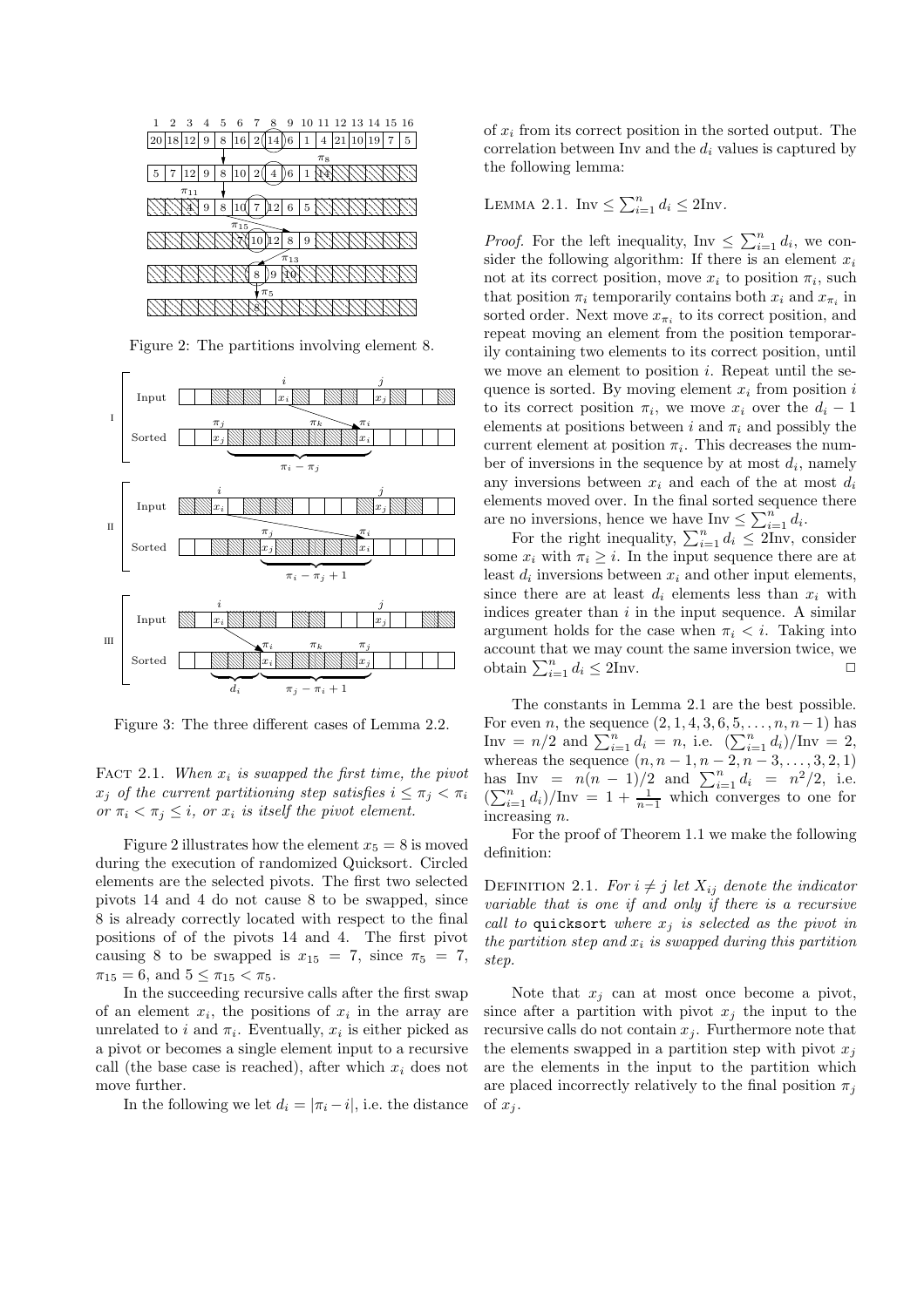Figure 2: The partitions involving element 8.

Figure 3: The three different cases of Lemma 2.2.

Fact 2.1. *When $x_i$ is swapped the first time, the pivot $x_j$ of the current partitioning step satisfies $i \le \pi_j < \pi_i$ or $\pi_i < \pi_j \le i$, or $x_i$ is itself the pivot element.*

Figure 2 illustrates how the element $x_5 = 8$ is moved during the execution of randomized Quicksort. Circled elements are the selected pivots. The first two selected pivots 14 and 4 do not cause 8 to be swapped, since 8 is already correctly located with respect to the final positions of of the pivots 14 and 4. The first pivot causing 8 to be swapped is $x_{15} = 7$, since $\pi_5 = 7$, $\pi_{15} = 6$, and $5 \le \pi_{15} < \pi_5$.

In the succeeding recursive calls after the first swap of an element $x_i$, the positions of $x_i$ in the array are unrelated to $i$ and $\pi_i$. Eventually, $x_i$ is either picked as a pivot or becomes a single element input to a recursive call (the base case is reached), after which $x_i$ does not move further.

In the following we let $d_i = |\pi_i - i|$, i.e. the distance of $x_i$ from its correct position in the sorted output. The correlation between Inv and the $d_i$ values is captured by the following lemma:

Lemma 2.1. $\text{Inv} \le \sum_{i=1}^{n} d_i \le 2\text{Inv}$.

*Proof.* For the left inequality, $\text{Inv} \le \sum_{i=1}^{n} d_i$, we consider the following algorithm: If there is an element $x_i$ not at its correct position, move $x_i$ to position $\pi_i$, such that position $\pi_i$ temporarily contains both $x_i$ and $x_{\pi_i}$ in sorted order. Next move $x_{\pi_i}$ to its correct position, and repeat moving an element from the position temporarily containing two elements to its correct position, until we move an element to position $i$. Repeat until the sequence is sorted. By moving element $x_i$ from position $i$ to its correct position $\pi_i$, we move $x_i$ over the $d_i - 1$ elements at positions between $i$ and $\pi_i$ and possibly the current element at position $\pi_i$. This decreases the number of inversions in the sequence by at most $d_i$, namely any inversions between $x_i$ and each of the at most $d_i$ elements moved over. In the final sorted sequence there are no inversions, hence we have $\text{Inv} \le \sum_{i=1}^{n} d_i$.

For the right inequality, $\sum_{i=1}^{n} d_i \le 2\text{Inv}$, consider some $x_i$ with $\pi_i \ge i$. In the input sequence there are at least $d_i$ inversions between $x_i$ and other input elements, since there are at least $d_i$ elements less than $x_i$ with indices greater than $i$ in the input sequence. A similar argument holds for the case when $\pi_i < i$. Taking into account that we may count the same inversion twice, we obtain $\sum_{i=1}^{n} d_i \le 2\text{Inv}$. □

The constants in Lemma 2.1 are the best possible. For even $n$, the sequence $(2, 1, 4, 3, 6, 5, \ldots, n, n-1)$ has $\text{Inv} = n/2$ and $\sum_{i=1}^{n} d_i = n$, i.e. $(\sum_{i=1}^{n} d_i)/\text{Inv} = 2$, whereas the sequence $(n, n-1, n-2, n-3, \ldots, 3, 2, 1)$ has $\text{Inv} = n(n-1)/2$ and $\sum_{i=1}^{n} d_i = n^2/2$, i.e. $(\sum_{i=1}^{n} d_i)/\text{Inv} = 1 + \frac{1}{n-1}$ which converges to one for increasing $n$.

For the proof of Theorem 1.1 we make the following definition:

Definition 2.1. *For $i \ne j$ let $X_{ij}$ denote the indicator variable that is one if and only if there is a recursive call to `quicksort` where $x_j$ is selected as the pivot in the partition step and $x_i$ is swapped during this partition step.*

Note that $x_j$ can at most once become a pivot, since after a partition with pivot $x_j$ the input to the recursive calls do not contain $x_j$. Furthermore note that the elements swapped in a partition step with pivot $x_j$ are the elements in the input to the partition which are placed incorrectly relatively to the final position $\pi_j$ of $x_j$.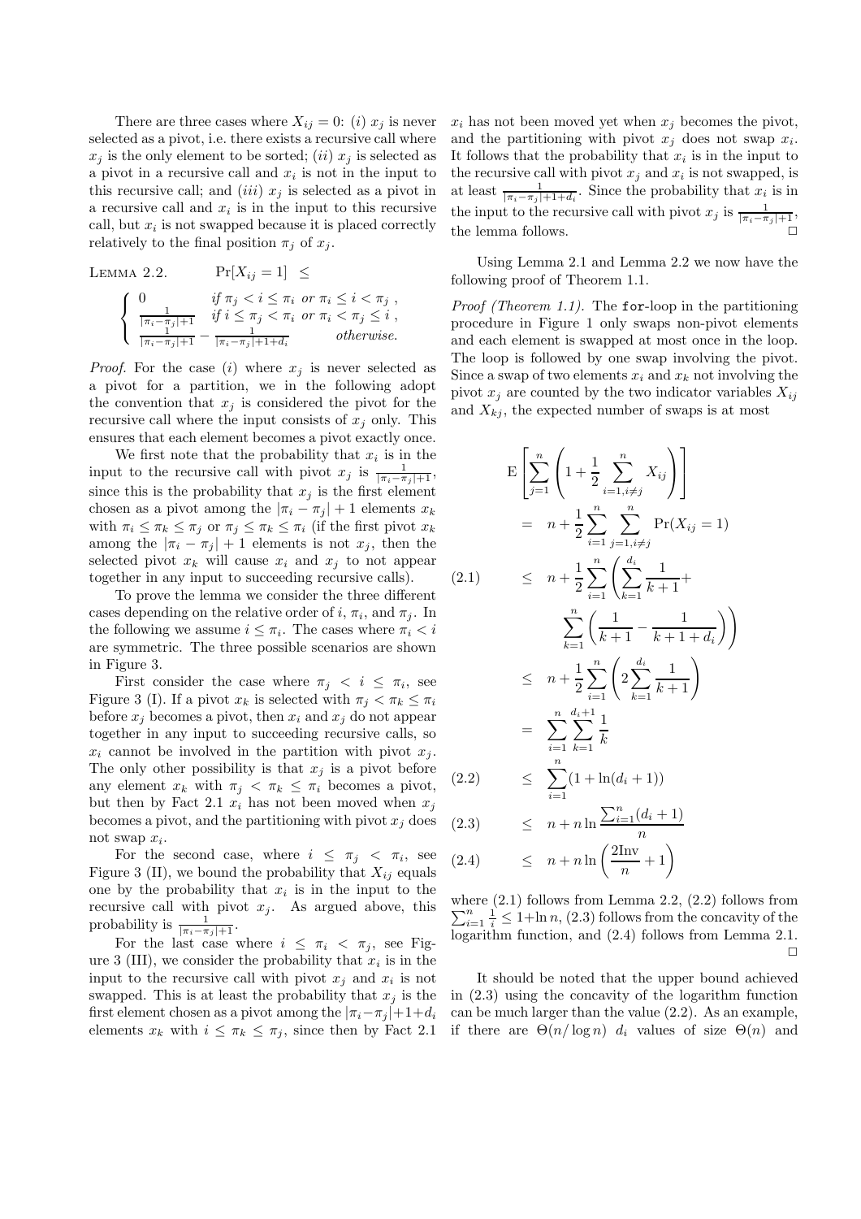There are three cases where $X_{ij} = 0$: $(i)$ $x_j$ is never selected as a pivot, i.e. there exists a recursive call where $x_j$ is the only element to be sorted; $(ii)$ $x_j$ is selected as a pivot in a recursive call and $x_i$ is not in the input to this recursive call; and $(iii)$ $x_j$ is selected as a pivot in a recursive call and $x_i$ is in the input to this recursive call, but $x_i$ is not swapped because it is placed correctly relatively to the final position $\pi_j$ of $x_j$.

LEMMA 2.2. $\Pr[X_{ij} = 1] \leq$

$$\begin{cases} 0 & \text{if } \pi_j < i \leq \pi_i \text{ or } \pi_i \leq i < \pi_j \ , \\ \frac{1}{|\pi_i - \pi_j|+1} & \text{if } i \leq \pi_j < \pi_i \text{ or } \pi_i < \pi_j \leq i \ , \\ \frac{1}{|\pi_i - \pi_j|+1} - \frac{1}{|\pi_i - \pi_j|+1+d_i} & \text{otherwise.} \end{cases}$$

*Proof.* For the case $(i)$ where $x_j$ is never selected as a pivot for a partition, we in the following adopt the convention that $x_j$ is considered the pivot for the recursive call where the input consists of $x_j$ only. This ensures that each element becomes a pivot exactly once.

We first note that the probability that $x_i$ is in the input to the recursive call with pivot $x_j$ is $\frac{1}{|\pi_i - \pi_j|+1}$, since this is the probability that $x_j$ is the first element chosen as a pivot among the $|\pi_i - \pi_j| + 1$ elements $x_k$ with $\pi_i \leq \pi_k \leq \pi_j$ or $\pi_j \leq \pi_k \leq \pi_i$ (if the first pivot $x_k$ among the $|\pi_i - \pi_j| + 1$ elements is not $x_j$, then the selected pivot $x_k$ will cause $x_i$ and $x_j$ to not appear together in any input to succeeding recursive calls).

To prove the lemma we consider the three different cases depending on the relative order of $i$, $\pi_i$, and $\pi_j$. In the following we assume $i \leq \pi_i$. The cases where $\pi_i < i$ are symmetric. The three possible scenarios are shown in Figure 3.

First consider the case where $\pi_j < i \leq \pi_i$, see Figure 3 (I). If a pivot $x_k$ is selected with $\pi_j < \pi_k \leq \pi_i$ before $x_j$ becomes a pivot, then $x_i$ and $x_j$ do not appear together in any input to succeeding recursive calls, so $x_i$ cannot be involved in the partition with pivot $x_j$. The only other possibility is that $x_j$ is a pivot before any element $x_k$ with $\pi_j < \pi_k \leq \pi_i$ becomes a pivot, but then by Fact 2.1 $x_i$ has not been moved when $x_j$ becomes a pivot, and the partitioning with pivot $x_j$ does not swap $x_i$.

For the second case, where $i \leq \pi_j < \pi_i$, see Figure 3 (II), we bound the probability that $X_{ij}$ equals one by the probability that $x_i$ is in the input to the recursive call with pivot $x_j$. As argued above, this probability is $\frac{1}{|\pi_i - \pi_j|+1}$.

For the last case where $i \leq \pi_i < \pi_j$, see Figure 3 (III), we consider the probability that $x_i$ is in the input to the recursive call with pivot $x_j$ and $x_i$ is not swapped. This is at least the probability that $x_j$ is the first element chosen as a pivot among the $|\pi_i - \pi_j| + 1 + d_i$ elements $x_k$ with $i \leq \pi_k \leq \pi_j$, since then by Fact 2.1 $x_i$ has not been moved yet when $x_j$ becomes the pivot, and the partitioning with pivot $x_j$ does not swap $x_i$. It follows that the probability that $x_i$ is in the input to the recursive call with pivot $x_j$ and $x_i$ is not swapped, is at least $\frac{1}{|\pi_i - \pi_j|+1+d_i}$. Since the probability that $x_i$ is in the input to the recursive call with pivot $x_j$ is $\frac{1}{|\pi_i - \pi_j|+1}$, the lemma follows. $\square$

Using Lemma 2.1 and Lemma 2.2 we now have the following proof of Theorem 1.1.

*Proof (Theorem 1.1).* The `for`-loop in the partitioning procedure in Figure 1 only swaps non-pivot elements and each element is swapped at most once in the loop. The loop is followed by one swap involving the pivot. Since a swap of two elements $x_i$ and $x_k$ not involving the pivot $x_j$ are counted by the two indicator variables $X_{ij}$ and $X_{kj}$, the expected number of swaps is at most

$$\begin{aligned}
& \mathrm{E}\left[\sum_{j=1}^{n}\left(1 + \frac{1}{2}\sum_{i=1, i\neq j}^{n} X_{ij}\right)\right] \\
&= n + \frac{1}{2}\sum_{i=1}^{n}\sum_{j=1, i\neq j}^{n} \Pr(X_{ij} = 1) \\
&\leq n + \frac{1}{2}\sum_{i=1}^{n}\left(\sum_{k=1}^{d_i}\frac{1}{k+1} + \sum_{k=1}^{n}\left(\frac{1}{k+1} - \frac{1}{k+1+d_i}\right)\right) \qquad (2.1) \\
&\leq n + \frac{1}{2}\sum_{i=1}^{n}\left(2\sum_{k=1}^{d_i}\frac{1}{k+1}\right) \\
&= \sum_{i=1}^{n}\sum_{k=1}^{d_i+1}\frac{1}{k} \\
&\leq \sum_{i=1}^{n}(1 + \ln(d_i + 1)) \qquad (2.2) \\
&\leq n + n\ln\frac{\sum_{i=1}^{n}(d_i + 1)}{n} \qquad (2.3) \\
&\leq n + n\ln\left(\frac{2\mathrm{Inv}}{n} + 1\right) \qquad (2.4)
\end{aligned}$$

where (2.1) follows from Lemma 2.2, (2.2) follows from $\sum_{i=1}^{n}\frac{1}{i} \leq 1 + \ln n$, (2.3) follows from the concavity of the logarithm function, and (2.4) follows from Lemma 2.1. $\square$

It should be noted that the upper bound achieved in (2.3) using the concavity of the logarithm function can be much larger than the value (2.2). As an example, if there are $\Theta(n/\log n)$ $d_i$ values of size $\Theta(n)$ and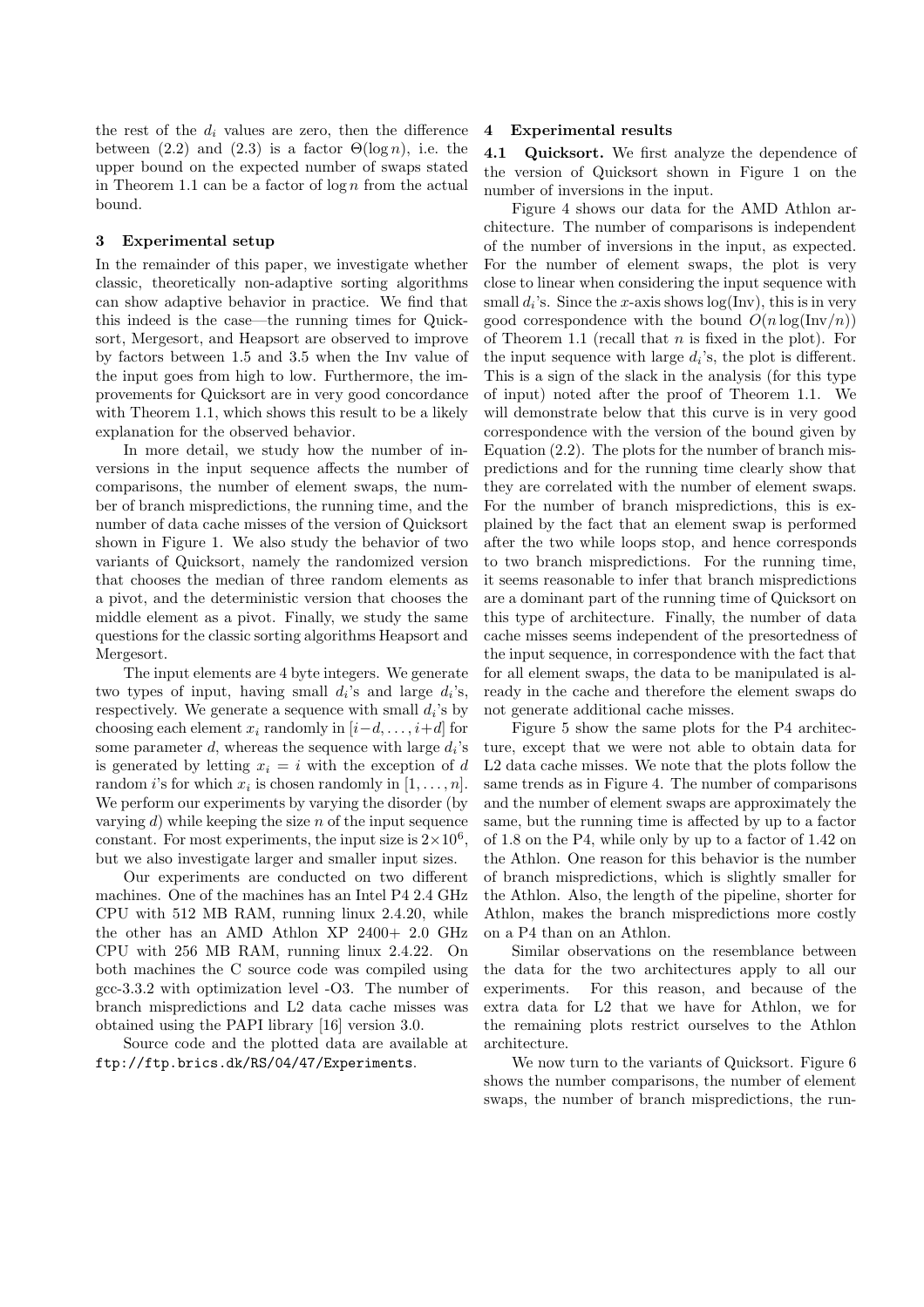the rest of the $d_i$ values are zero, then the difference between (2.2) and (2.3) is a factor $\Theta(\log n)$, i.e. the upper bound on the expected number of swaps stated in Theorem 1.1 can be a factor of $\log n$ from the actual bound.

## 3 Experimental setup

In the remainder of this paper, we investigate whether classic, theoretically non-adaptive sorting algorithms can show adaptive behavior in practice. We find that this indeed is the case—the running times for Quicksort, Mergesort, and Heapsort are observed to improve by factors between 1.5 and 3.5 when the Inv value of the input goes from high to low. Furthermore, the improvements for Quicksort are in very good concordance with Theorem 1.1, which shows this result to be a likely explanation for the observed behavior.

In more detail, we study how the number of inversions in the input sequence affects the number of comparisons, the number of element swaps, the number of branch mispredictions, the running time, and the number of data cache misses of the version of Quicksort shown in Figure 1. We also study the behavior of two variants of Quicksort, namely the randomized version that chooses the median of three random elements as a pivot, and the deterministic version that chooses the middle element as a pivot. Finally, we study the same questions for the classic sorting algorithms Heapsort and Mergesort.

The input elements are 4 byte integers. We generate two types of input, having small $d_i$'s and large $d_i$'s, respectively. We generate a sequence with small $d_i$'s by choosing each element $x_i$ randomly in $[i-d, \ldots, i+d]$ for some parameter $d$, whereas the sequence with large $d_i$'s is generated by letting $x_i = i$ with the exception of $d$ random $i$'s for which $x_i$ is chosen randomly in $[1, \ldots, n]$. We perform our experiments by varying the disorder (by varying $d$) while keeping the size $n$ of the input sequence constant. For most experiments, the input size is $2\times10^6$, but we also investigate larger and smaller input sizes.

Our experiments are conducted on two different machines. One of the machines has an Intel P4 2.4 GHz CPU with 512 MB RAM, running linux 2.4.20, while the other has an AMD Athlon XP 2400+ 2.0 GHz CPU with 256 MB RAM, running linux 2.4.22. On both machines the C source code was compiled using gcc-3.3.2 with optimization level -O3. The number of branch mispredictions and L2 data cache misses was obtained using the PAPI library [16] version 3.0.

Source code and the plotted data are available at `ftp://ftp.brics.dk/RS/04/47/Experiments`.

## 4 Experimental results

**4.1 Quicksort.** We first analyze the dependence of the version of Quicksort shown in Figure 1 on the number of inversions in the input.

Figure 4 shows our data for the AMD Athlon architecture. The number of comparisons is independent of the number of inversions in the input, as expected. For the number of element swaps, the plot is very close to linear when considering the input sequence with small $d_i$'s. Since the $x$-axis shows $\log(\text{Inv})$, this is in very good correspondence with the bound $O(n \log(\text{Inv}/n))$ of Theorem 1.1 (recall that $n$ is fixed in the plot). For the input sequence with large $d_i$'s, the plot is different. This is a sign of the slack in the analysis (for this type of input) noted after the proof of Theorem 1.1. We will demonstrate below that this curve is in very good correspondence with the version of the bound given by Equation (2.2). The plots for the number of branch mispredictions and for the running time clearly show that they are correlated with the number of element swaps. For the number of branch mispredictions, this is explained by the fact that an element swap is performed after the two while loops stop, and hence corresponds to two branch mispredictions. For the running time, it seems reasonable to infer that branch mispredictions are a dominant part of the running time of Quicksort on this type of architecture. Finally, the number of data cache misses seems independent of the presortedness of the input sequence, in correspondence with the fact that for all element swaps, the data to be manipulated is already in the cache and therefore the element swaps do not generate additional cache misses.

Figure 5 show the same plots for the P4 architecture, except that we were not able to obtain data for L2 data cache misses. We note that the plots follow the same trends as in Figure 4. The number of comparisons and the number of element swaps are approximately the same, but the running time is affected by up to a factor of 1.8 on the P4, while only by up to a factor of 1.42 on the Athlon. One reason for this behavior is the number of branch mispredictions, which is slightly smaller for the Athlon. Also, the length of the pipeline, shorter for Athlon, makes the branch mispredictions more costly on a P4 than on an Athlon.

Similar observations on the resemblance between the data for the two architectures apply to all our experiments. For this reason, and because of the extra data for L2 that we have for Athlon, we for the remaining plots restrict ourselves to the Athlon architecture.

We now turn to the variants of Quicksort. Figure 6 shows the number comparisons, the number of element swaps, the number of branch mispredictions, the run-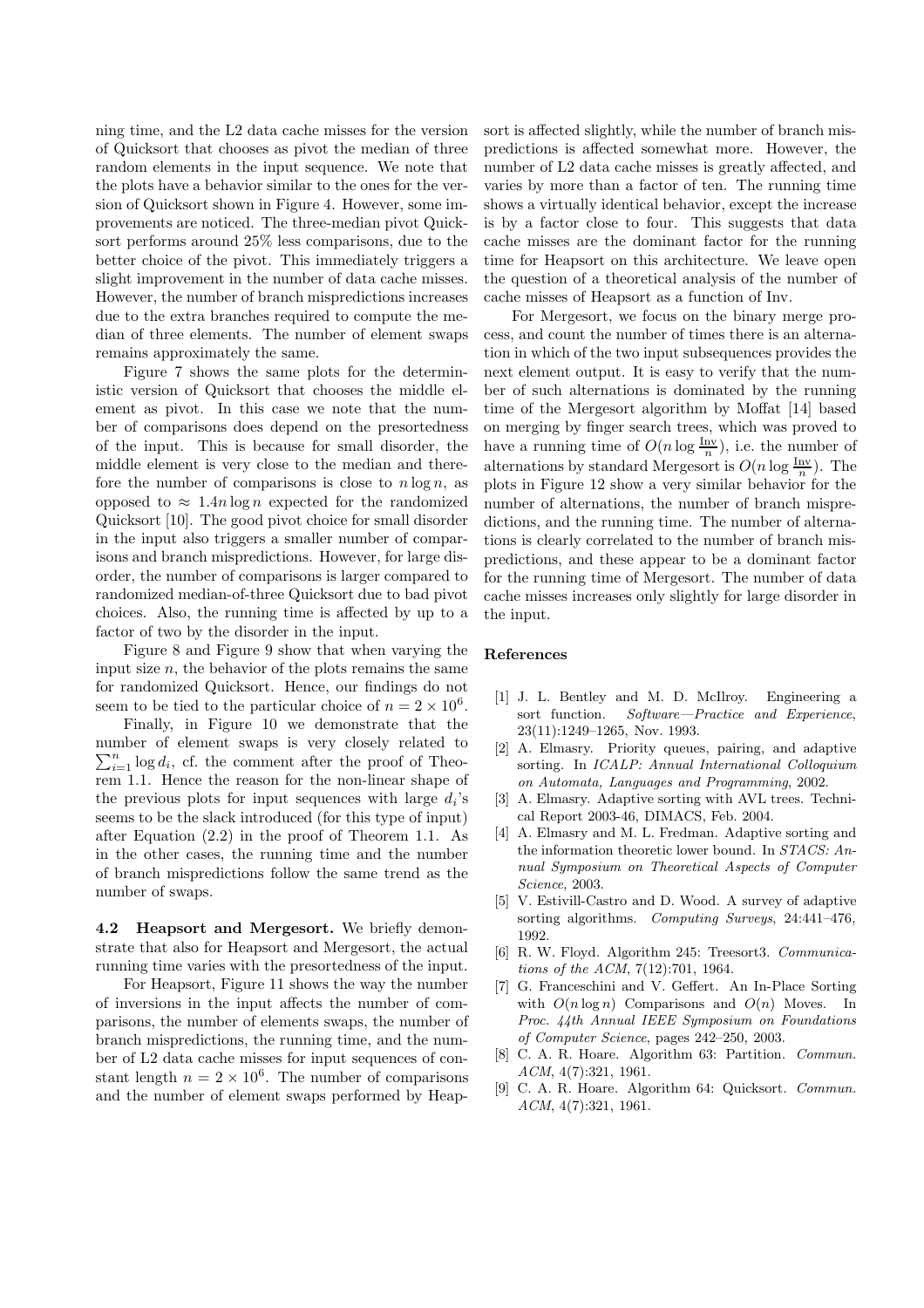ning time, and the L2 data cache misses for the version of Quicksort that chooses as pivot the median of three random elements in the input sequence. We note that the plots have a behavior similar to the ones for the version of Quicksort shown in Figure 4. However, some improvements are noticed. The three-median pivot Quicksort performs around 25% less comparisons, due to the better choice of the pivot. This immediately triggers a slight improvement in the number of data cache misses. However, the number of branch mispredictions increases due to the extra branches required to compute the median of three elements. The number of element swaps remains approximately the same.

Figure 7 shows the same plots for the deterministic version of Quicksort that chooses the middle element as pivot. In this case we note that the number of comparisons does depend on the presortedness of the input. This is because for small disorder, the middle element is very close to the median and therefore the number of comparisons is close to $n \log n$, as opposed to $\approx 1.4n \log n$ expected for the randomized Quicksort [10]. The good pivot choice for small disorder in the input also triggers a smaller number of comparisons and branch mispredictions. However, for large disorder, the number of comparisons is larger compared to randomized median-of-three Quicksort due to bad pivot choices. Also, the running time is affected by up to a factor of two by the disorder in the input.

Figure 8 and Figure 9 show that when varying the input size $n$, the behavior of the plots remains the same for randomized Quicksort. Hence, our findings do not seem to be tied to the particular choice of $n = 2 \times 10^6$.

Finally, in Figure 10 we demonstrate that the number of element swaps is very closely related to $\sum_{i=1}^{n} \log d_i$, cf. the comment after the proof of Theorem 1.1. Hence the reason for the non-linear shape of the previous plots for input sequences with large $d_i$'s seems to be the slack introduced (for this type of input) after Equation (2.2) in the proof of Theorem 1.1. As in the other cases, the running time and the number of branch mispredictions follow the same trend as the number of swaps.

**4.2 Heapsort and Mergesort.** We briefly demonstrate that also for Heapsort and Mergesort, the actual running time varies with the presortedness of the input.

For Heapsort, Figure 11 shows the way the number of inversions in the input affects the number of comparisons, the number of elements swaps, the number of branch mispredictions, the running time, and the number of L2 data cache misses for input sequences of constant length $n = 2 \times 10^6$. The number of comparisons and the number of element swaps performed by Heapsort is affected slightly, while the number of branch mispredictions is affected somewhat more. However, the number of L2 data cache misses is greatly affected, and varies by more than a factor of ten. The running time shows a virtually identical behavior, except the increase is by a factor close to four. This suggests that data cache misses are the dominant factor for the running time for Heapsort on this architecture. We leave open the question of a theoretical analysis of the number of cache misses of Heapsort as a function of Inv.

For Mergesort, we focus on the binary merge process, and count the number of times there is an alternation in which of the two input subsequences provides the next element output. It is easy to verify that the number of such alternations is dominated by the running time of the Mergesort algorithm by Moffat [14] based on merging by finger search trees, which was proved to have a running time of $O(n \log \frac{\text{Inv}}{n})$, i.e. the number of alternations by standard Mergesort is $O(n \log \frac{\text{Inv}}{n})$. The plots in Figure 12 show a very similar behavior for the number of alternations, the number of branch mispredictions, and the running time. The number of alternations is clearly correlated to the number of branch mispredictions, and these appear to be a dominant factor for the running time of Mergesort. The number of data cache misses increases only slightly for large disorder in the input.

## References

[1] J. L. Bentley and M. D. McIlroy. Engineering a sort function. *Software—Practice and Experience*, 23(11):1249–1265, Nov. 1993.

[2] A. Elmasry. Priority queues, pairing, and adaptive sorting. In *ICALP: Annual International Colloquium on Automata, Languages and Programming*, 2002.

[3] A. Elmasry. Adaptive sorting with AVL trees. Technical Report 2003-46, DIMACS, Feb. 2004.

[4] A. Elmasry and M. L. Fredman. Adaptive sorting and the information theoretic lower bound. In *STACS: Annual Symposium on Theoretical Aspects of Computer Science*, 2003.

[5] V. Estivill-Castro and D. Wood. A survey of adaptive sorting algorithms. *Computing Surveys*, 24:441–476, 1992.

[6] R. W. Floyd. Algorithm 245: Treesort3. *Communications of the ACM*, 7(12):701, 1964.

[7] G. Franceschini and V. Geffert. An In-Place Sorting with $O(n \log n)$ Comparisons and $O(n)$ Moves. In *Proc. 44th Annual IEEE Symposium on Foundations of Computer Science*, pages 242–250, 2003.

[8] C. A. R. Hoare. Algorithm 63: Partition. *Commun. ACM*, 4(7):321, 1961.

[9] C. A. R. Hoare. Algorithm 64: Quicksort. *Commun. ACM*, 4(7):321, 1961.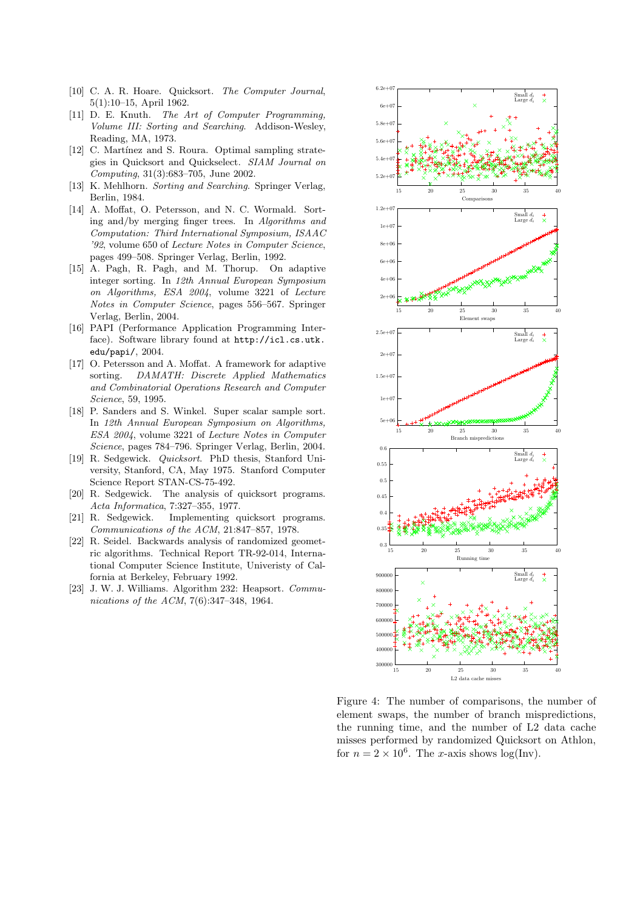[10] C. A. R. Hoare. Quicksort. *The Computer Journal*, 5(1):10–15, April 1962.

[11] D. E. Knuth. *The Art of Computer Programming, Volume III: Sorting and Searching*. Addison-Wesley, Reading, MA, 1973.

[12] C. Martínez and S. Roura. Optimal sampling strategies in Quicksort and Quickselect. *SIAM Journal on Computing*, 31(3):683–705, June 2002.

[13] K. Mehlhorn. *Sorting and Searching*. Springer Verlag, Berlin, 1984.

[14] A. Moffat, O. Petersson, and N. C. Wormald. Sorting and/by merging finger trees. In *Algorithms and Computation: Third International Symposium, ISAAC '92*, volume 650 of *Lecture Notes in Computer Science*, pages 499–508. Springer Verlag, Berlin, 1992.

[15] A. Pagh, R. Pagh, and M. Thorup. On adaptive integer sorting. In *12th Annual European Symposium on Algorithms, ESA 2004*, volume 3221 of *Lecture Notes in Computer Science*, pages 556–567. Springer Verlag, Berlin, 2004.

[16] PAPI (Performance Application Programming Interface). Software library found at `http://icl.cs.utk.edu/papi/`, 2004.

[17] O. Petersson and A. Moffat. A framework for adaptive sorting. *DAMATH: Discrete Applied Mathematics and Combinatorial Operations Research and Computer Science*, 59, 1995.

[18] P. Sanders and S. Winkel. Super scalar sample sort. In *12th Annual European Symposium on Algorithms, ESA 2004*, volume 3221 of *Lecture Notes in Computer Science*, pages 784–796. Springer Verlag, Berlin, 2004.

[19] R. Sedgewick. *Quicksort*. PhD thesis, Stanford University, Stanford, CA, May 1975. Stanford Computer Science Report STAN-CS-75-492.

[20] R. Sedgewick. The analysis of quicksort programs. *Acta Informatica*, 7:327–355, 1977.

[21] R. Sedgewick. Implementing quicksort programs. *Communications of the ACM*, 21:847–857, 1978.

[22] R. Seidel. Backwards analysis of randomized geometric algorithms. Technical Report TR-92-014, International Computer Science Institute, Univeristy of California at Berkeley, February 1992.

[23] J. W. J. Williams. Algorithm 232: Heapsort. *Communications of the ACM*, 7(6):347–348, 1964.

Figure 4: The number of comparisons, the number of element swaps, the number of branch mispredictions, the running time, and the number of L2 data cache misses performed by randomized Quicksort on Athlon, for $n = 2 \times 10^6$. The $x$-axis shows log(Inv).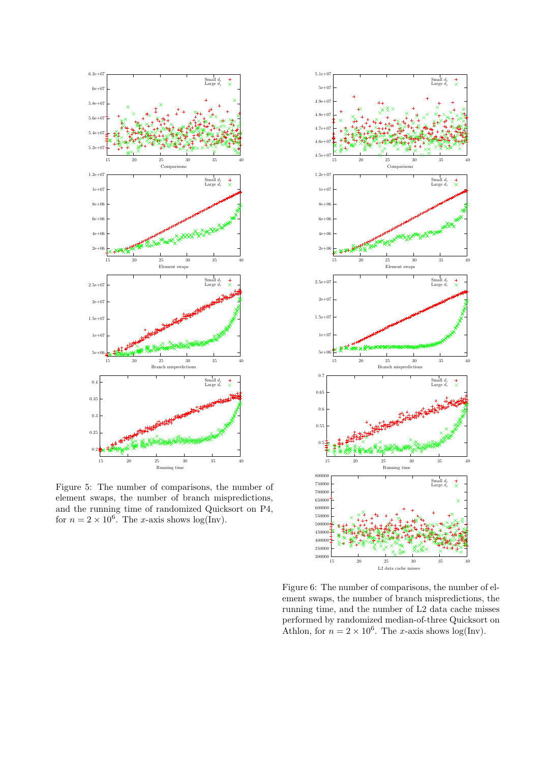Figure 5: The number of comparisons, the number of element swaps, the number of branch mispredictions, and the running time of randomized Quicksort on P4, for $n = 2 \times 10^6$. The $x$-axis shows log(Inv).

Figure 6: The number of comparisons, the number of element swaps, the number of branch mispredictions, the running time, and the number of L2 data cache misses performed by randomized median-of-three Quicksort on Athlon, for $n = 2 \times 10^6$. The $x$-axis shows log(Inv).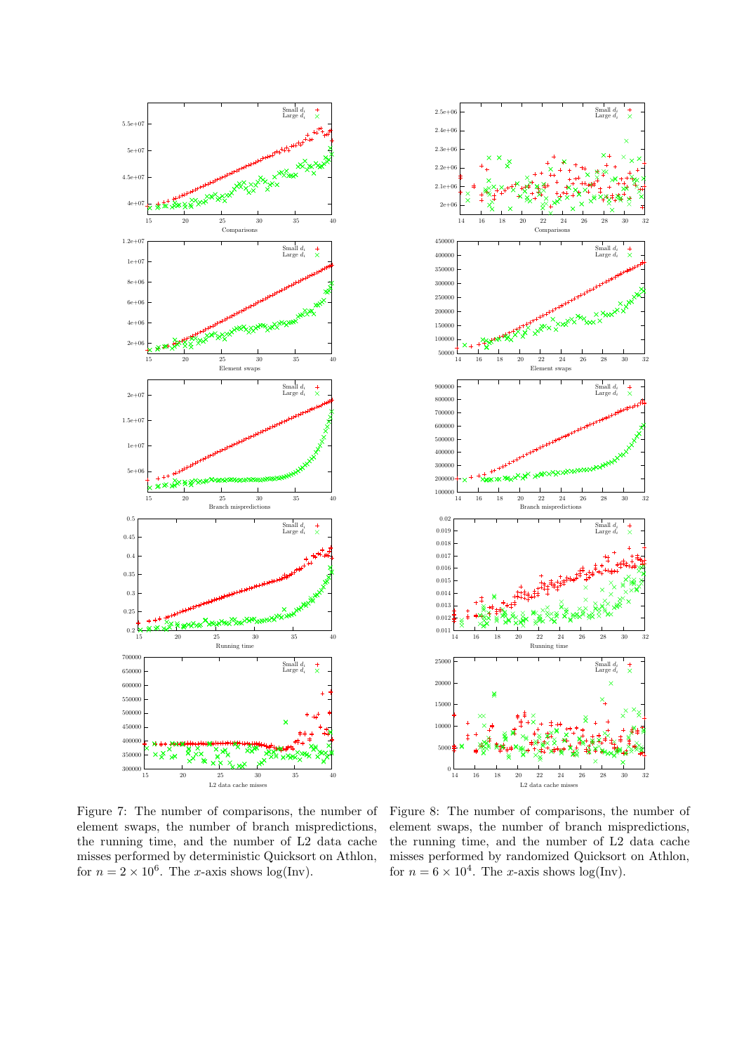Figure 7: The number of comparisons, the number of element swaps, the number of branch mispredictions, the running time, and the number of L2 data cache misses performed by deterministic Quicksort on Athlon, for $n = 2 \times 10^6$. The $x$-axis shows log(Inv).

Figure 8: The number of comparisons, the number of element swaps, the number of branch mispredictions, the running time, and the number of L2 data cache misses performed by randomized Quicksort on Athlon, for $n = 6 \times 10^4$. The $x$-axis shows log(Inv).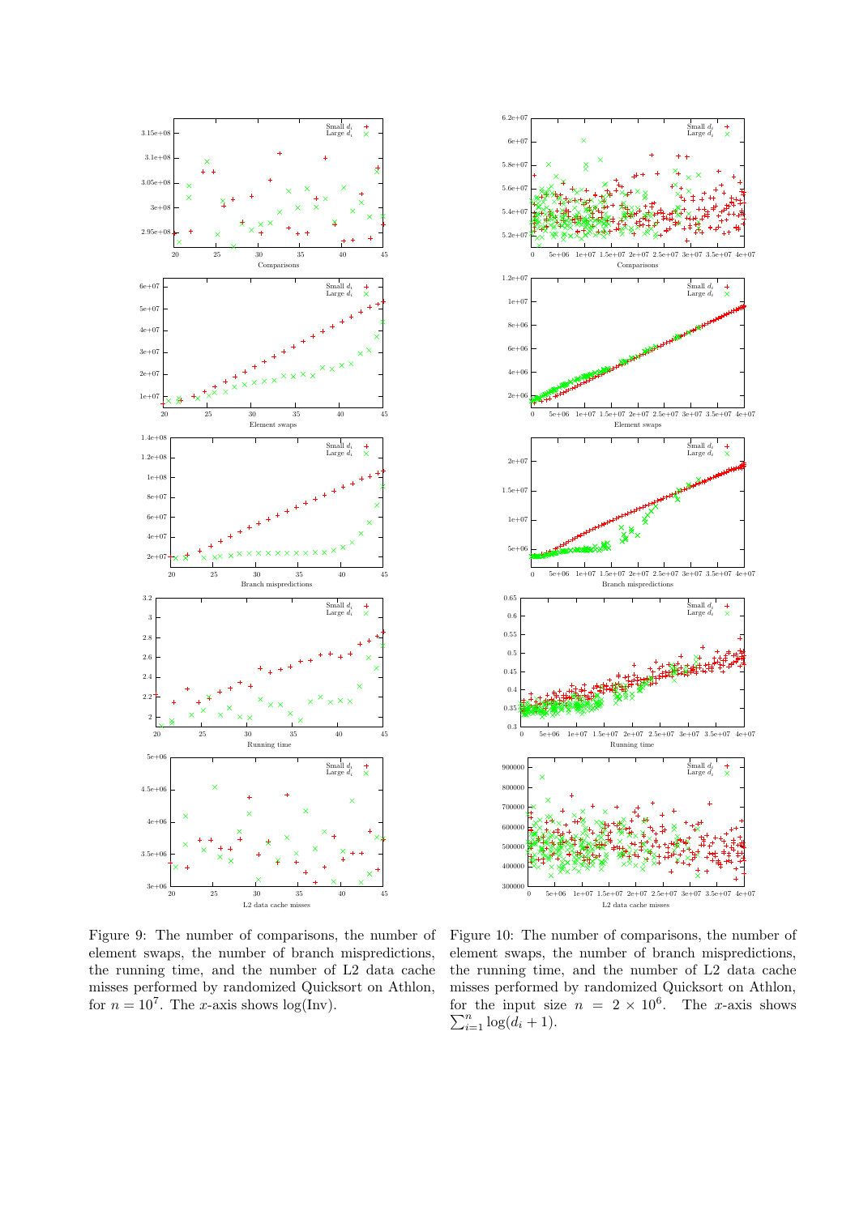Figure 9: The number of comparisons, the number of element swaps, the number of branch mispredictions, the running time, and the number of L2 data cache misses performed by randomized Quicksort on Athlon, for $n = 10^7$. The $x$-axis shows $\log(\text{Inv})$.

Figure 10: The number of comparisons, the number of element swaps, the number of branch mispredictions, the running time, and the number of L2 data cache misses performed by randomized Quicksort on Athlon, for the input size $n = 2 \times 10^6$. The $x$-axis shows $\sum_{i=1}^{n} \log(d_i + 1)$.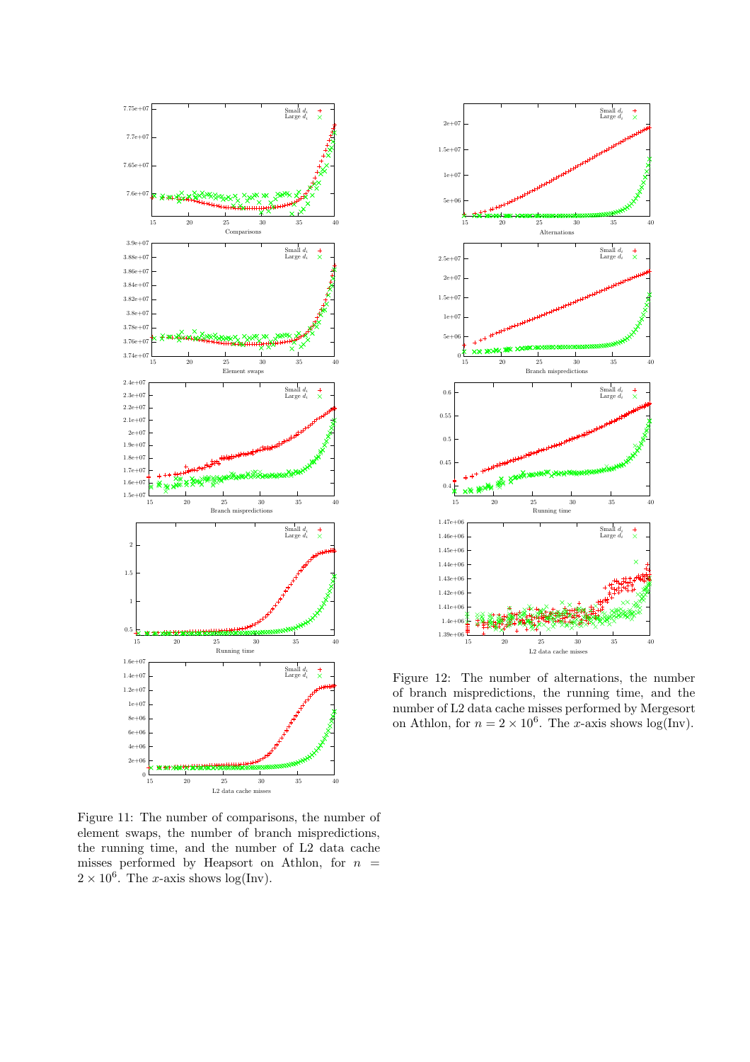7.75e+07
7.7e+07
7.65e+07
7.6e+07
15 20 25 30 35 40
Small $d_i$
Large $d_i$
Comparisons

3.9e+07
3.88e+07
3.86e+07
3.84e+07
3.82e+07
3.8e+07
3.78e+07
3.76e+07
3.74e+07
15 20 25 30 35 40
Small $d_i$
Large $d_i$
Element swaps

2.4e+07
2.3e+07
2.2e+07
2.1e+07
2e+07
1.9e+07
1.8e+07
1.7e+07
1.6e+07
1.5e+07
15 20 25 30 35 40
Small $d_i$
Large $d_i$
Branch mispredictions

2
1.5
1
0.5
15 20 25 30 35 40
Small $d_i$
Large $d_i$
Running time

1.6e+07
1.4e+07
1.2e+07
1e+07
8e+06
6e+06
4e+06
2e+06
0
15 20 25 30 35 40
Small $d_i$
Large $d_i$
L2 data cache misses

Figure 11: The number of comparisons, the number of element swaps, the number of branch mispredictions, the running time, and the number of L2 data cache misses performed by Heapsort on Athlon, for $n = 2 \times 10^6$. The $x$-axis shows log(Inv).

2e+07
1.5e+07
1e+07
5e+06
15 20 25 30 35 40
Small $d_i$
Large $d_i$
Alternations

2.5e+07
2e+07
1.5e+07
1e+07
5e+06
0
15 20 25 30 35 40
Small $d_i$
Large $d_i$
Branch mispredictions

0.6
0.55
0.5
0.45
0.4
15 20 25 30 35 40
Small $d_i$
Large $d_i$
Running time

1.47e+06
1.46e+06
1.45e+06
1.44e+06
1.43e+06
1.42e+06
1.41e+06
1.4e+06
1.39e+06
15 20 25 30 35 40
Small $d_i$
Large $d_i$
L2 data cache misses

Figure 12: The number of alternations, the number of branch mispredictions, the running time, and the number of L2 data cache misses performed by Mergesort on Athlon, for $n = 2 \times 10^6$. The $x$-axis shows log(Inv).